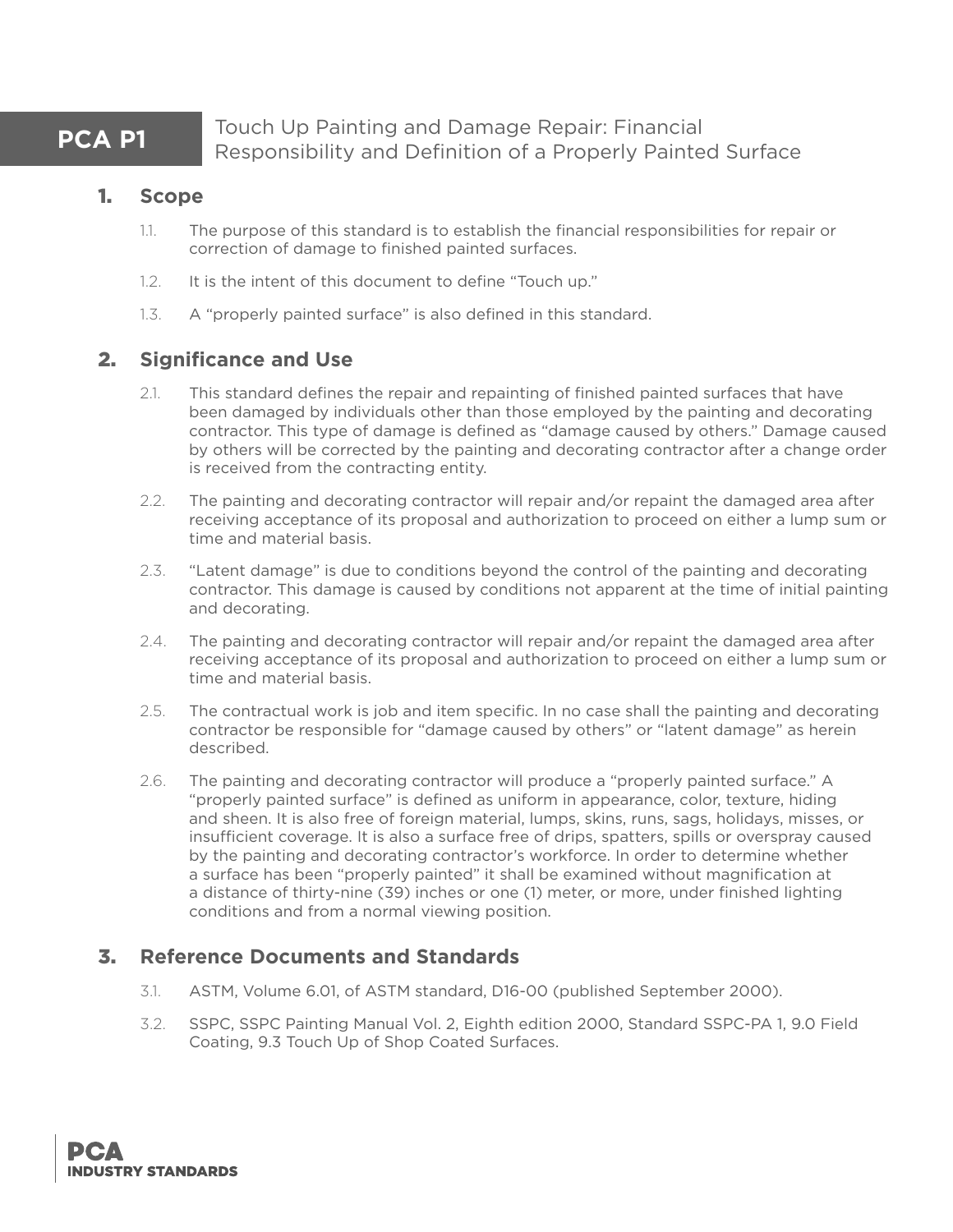# PCA P1 Touch Up Painting and Damage Repair: Financial Responsibility and Definition of a Properly Painted Surface

## 1. Scope

1.1. The purpose of this standard is to establish the financial responsibilities for repair or correction of damage to finished painted surfaces.

1.2. It is the intent of this document to define "Touch up."

1.3. A "properly painted surface" is also defined in this standard.

## 2. Significance and Use

2.1. This standard defines the repair and repainting of finished painted surfaces that have been damaged by individuals other than those employed by the painting and decorating contractor. This type of damage is defined as "damage caused by others." Damage caused by others will be corrected by the painting and decorating contractor after a change order is received from the contracting entity.

2.2. The painting and decorating contractor will repair and/or repaint the damaged area after receiving acceptance of its proposal and authorization to proceed on either a lump sum or time and material basis.

2.3. "Latent damage" is due to conditions beyond the control of the painting and decorating contractor. This damage is caused by conditions not apparent at the time of initial painting and decorating.

2.4. The painting and decorating contractor will repair and/or repaint the damaged area after receiving acceptance of its proposal and authorization to proceed on either a lump sum or time and material basis.

2.5. The contractual work is job and item specific. In no case shall the painting and decorating contractor be responsible for "damage caused by others" or "latent damage" as herein described.

2.6. The painting and decorating contractor will produce a "properly painted surface." A "properly painted surface" is defined as uniform in appearance, color, texture, hiding and sheen. It is also free of foreign material, lumps, skins, runs, sags, holidays, misses, or insufficient coverage. It is also a surface free of drips, spatters, spills or overspray caused by the painting and decorating contractor's workforce. In order to determine whether a surface has been "properly painted" it shall be examined without magnification at a distance of thirty-nine (39) inches or one (1) meter, or more, under finished lighting conditions and from a normal viewing position.

## 3. Reference Documents and Standards

3.1. ASTM, Volume 6.01, of ASTM standard, D16-00 (published September 2000).

3.2. SSPC, SSPC Painting Manual Vol. 2, Eighth edition 2000, Standard SSPC-PA 1, 9.0 Field Coating, 9.3 Touch Up of Shop Coated Surfaces.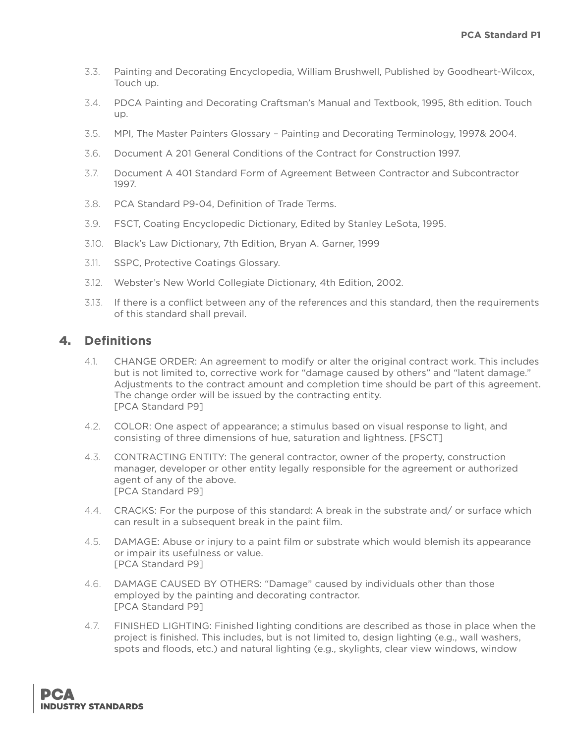3.3. Painting and Decorating Encyclopedia, William Brushwell, Published by Goodheart-Wilcox, Touch up.

3.4. PDCA Painting and Decorating Craftsman's Manual and Textbook, 1995, 8th edition. Touch up.

3.5. MPI, The Master Painters Glossary – Painting and Decorating Terminology, 1997& 2004.

3.6. Document A 201 General Conditions of the Contract for Construction 1997.

3.7. Document A 401 Standard Form of Agreement Between Contractor and Subcontractor 1997.

3.8. PCA Standard P9-04, Definition of Trade Terms.

3.9. FSCT, Coating Encyclopedic Dictionary, Edited by Stanley LeSota, 1995.

3.10. Black's Law Dictionary, 7th Edition, Bryan A. Garner, 1999

3.11. SSPC, Protective Coatings Glossary.

3.12. Webster's New World Collegiate Dictionary, 4th Edition, 2002.

3.13. If there is a conflict between any of the references and this standard, then the requirements of this standard shall prevail.

## 4. Definitions

4.1. CHANGE ORDER: An agreement to modify or alter the original contract work. This includes but is not limited to, corrective work for "damage caused by others" and "latent damage." Adjustments to the contract amount and completion time should be part of this agreement. The change order will be issued by the contracting entity.
[PCA Standard P9]

4.2. COLOR: One aspect of appearance; a stimulus based on visual response to light, and consisting of three dimensions of hue, saturation and lightness. [FSCT]

4.3. CONTRACTING ENTITY: The general contractor, owner of the property, construction manager, developer or other entity legally responsible for the agreement or authorized agent of any of the above.
[PCA Standard P9]

4.4. CRACKS: For the purpose of this standard: A break in the substrate and/ or surface which can result in a subsequent break in the paint film.

4.5. DAMAGE: Abuse or injury to a paint film or substrate which would blemish its appearance or impair its usefulness or value.
[PCA Standard P9]

4.6. DAMAGE CAUSED BY OTHERS: "Damage" caused by individuals other than those employed by the painting and decorating contractor.
[PCA Standard P9]

4.7. FINISHED LIGHTING: Finished lighting conditions are described as those in place when the project is finished. This includes, but is not limited to, design lighting (e.g., wall washers, spots and floods, etc.) and natural lighting (e.g., skylights, clear view windows, window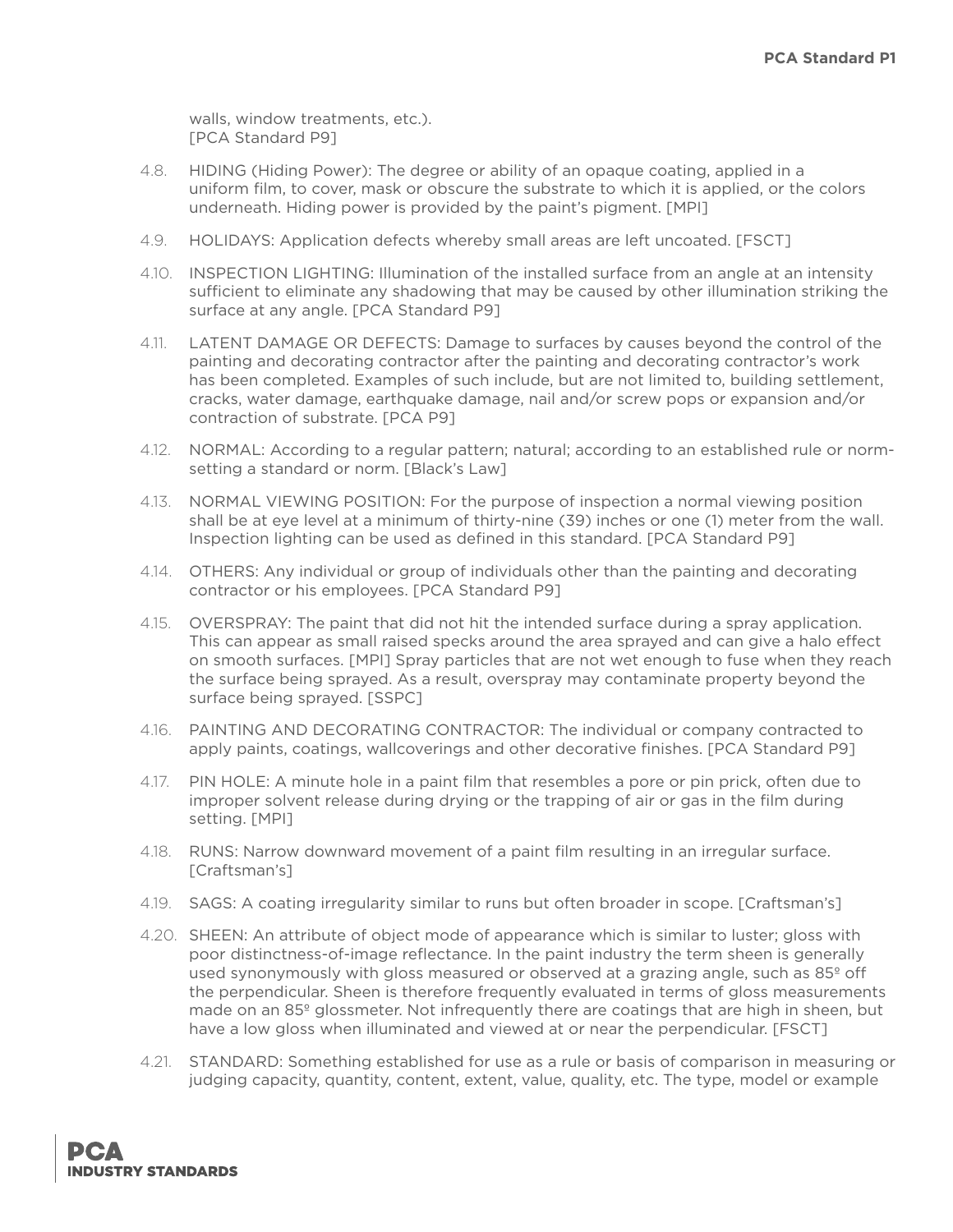walls, window treatments, etc.).
[PCA Standard P9]

4.8. HIDING (Hiding Power): The degree or ability of an opaque coating, applied in a uniform film, to cover, mask or obscure the substrate to which it is applied, or the colors underneath. Hiding power is provided by the paint's pigment. [MPI]

4.9. HOLIDAYS: Application defects whereby small areas are left uncoated. [FSCT]

4.10. INSPECTION LIGHTING: Illumination of the installed surface from an angle at an intensity sufficient to eliminate any shadowing that may be caused by other illumination striking the surface at any angle. [PCA Standard P9]

4.11. LATENT DAMAGE OR DEFECTS: Damage to surfaces by causes beyond the control of the painting and decorating contractor after the painting and decorating contractor's work has been completed. Examples of such include, but are not limited to, building settlement, cracks, water damage, earthquake damage, nail and/or screw pops or expansion and/or contraction of substrate. [PCA P9]

4.12. NORMAL: According to a regular pattern; natural; according to an established rule or norm-setting a standard or norm. [Black's Law]

4.13. NORMAL VIEWING POSITION: For the purpose of inspection a normal viewing position shall be at eye level at a minimum of thirty-nine (39) inches or one (1) meter from the wall. Inspection lighting can be used as defined in this standard. [PCA Standard P9]

4.14. OTHERS: Any individual or group of individuals other than the painting and decorating contractor or his employees. [PCA Standard P9]

4.15. OVERSPRAY: The paint that did not hit the intended surface during a spray application. This can appear as small raised specks around the area sprayed and can give a halo effect on smooth surfaces. [MPI] Spray particles that are not wet enough to fuse when they reach the surface being sprayed. As a result, overspray may contaminate property beyond the surface being sprayed. [SSPC]

4.16. PAINTING AND DECORATING CONTRACTOR: The individual or company contracted to apply paints, coatings, wallcoverings and other decorative finishes. [PCA Standard P9]

4.17. PIN HOLE: A minute hole in a paint film that resembles a pore or pin prick, often due to improper solvent release during drying or the trapping of air or gas in the film during setting. [MPI]

4.18. RUNS: Narrow downward movement of a paint film resulting in an irregular surface. [Craftsman's]

4.19. SAGS: A coating irregularity similar to runs but often broader in scope. [Craftsman's]

4.20. SHEEN: An attribute of object mode of appearance which is similar to luster; gloss with poor distinctness-of-image reflectance. In the paint industry the term sheen is generally used synonymously with gloss measured or observed at a grazing angle, such as 85º off the perpendicular. Sheen is therefore frequently evaluated in terms of gloss measurements made on an 85º glossmeter. Not infrequently there are coatings that are high in sheen, but have a low gloss when illuminated and viewed at or near the perpendicular. [FSCT]

4.21. STANDARD: Something established for use as a rule or basis of comparison in measuring or judging capacity, quantity, content, extent, value, quality, etc. The type, model or example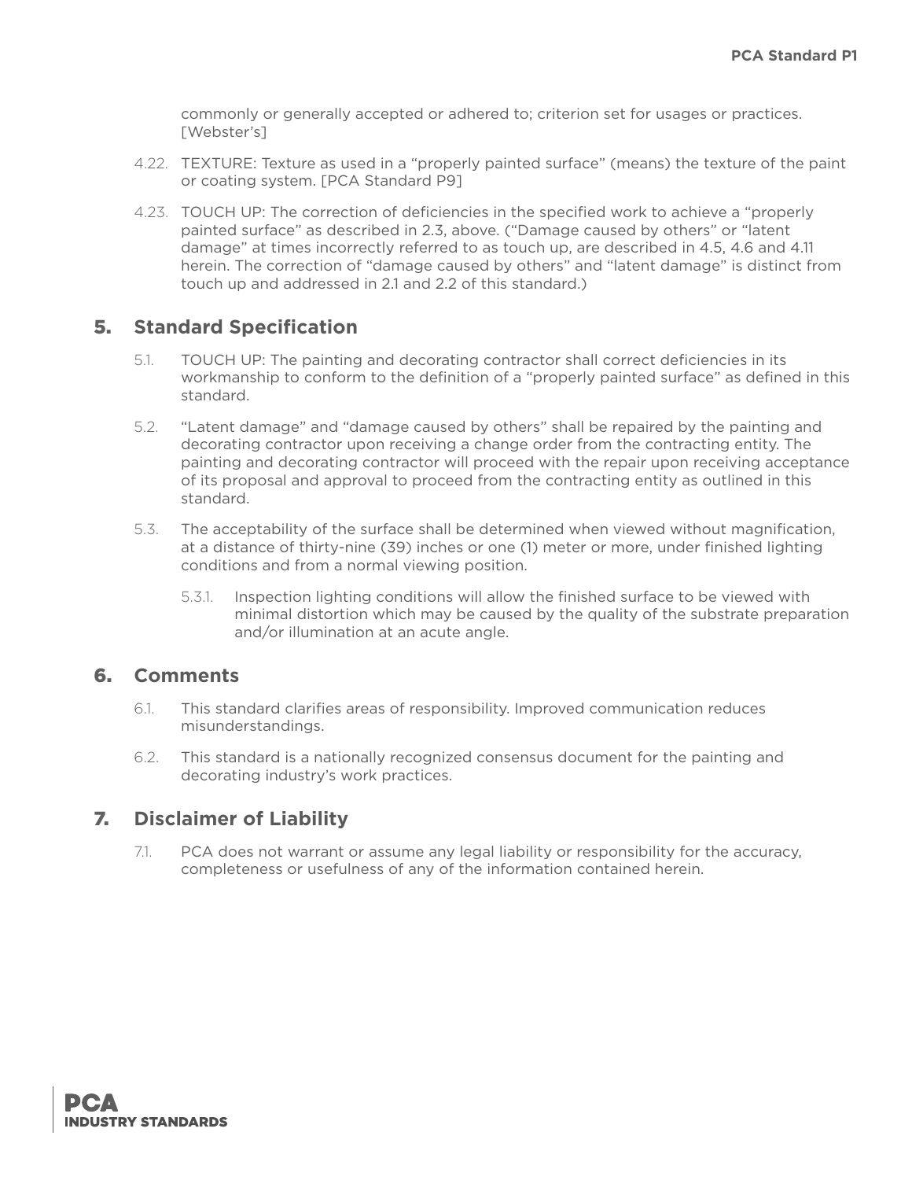commonly or generally accepted or adhered to; criterion set for usages or practices. [Webster's]

4.22. TEXTURE: Texture as used in a "properly painted surface" (means) the texture of the paint or coating system. [PCA Standard P9]

4.23. TOUCH UP: The correction of deficiencies in the specified work to achieve a "properly painted surface" as described in 2.3, above. ("Damage caused by others" or "latent damage" at times incorrectly referred to as touch up, are described in 4.5, 4.6 and 4.11 herein. The correction of "damage caused by others" and "latent damage" is distinct from touch up and addressed in 2.1 and 2.2 of this standard.)

## 5. Standard Specification

5.1. TOUCH UP: The painting and decorating contractor shall correct deficiencies in its workmanship to conform to the definition of a "properly painted surface" as defined in this standard.

5.2. "Latent damage" and "damage caused by others" shall be repaired by the painting and decorating contractor upon receiving a change order from the contracting entity. The painting and decorating contractor will proceed with the repair upon receiving acceptance of its proposal and approval to proceed from the contracting entity as outlined in this standard.

5.3. The acceptability of the surface shall be determined when viewed without magnification, at a distance of thirty-nine (39) inches or one (1) meter or more, under finished lighting conditions and from a normal viewing position.

5.3.1. Inspection lighting conditions will allow the finished surface to be viewed with minimal distortion which may be caused by the quality of the substrate preparation and/or illumination at an acute angle.

## 6. Comments

6.1. This standard clarifies areas of responsibility. Improved communication reduces misunderstandings.

6.2. This standard is a nationally recognized consensus document for the painting and decorating industry's work practices.

## 7. Disclaimer of Liability

7.1. PCA does not warrant or assume any legal liability or responsibility for the accuracy, completeness or usefulness of any of the information contained herein.